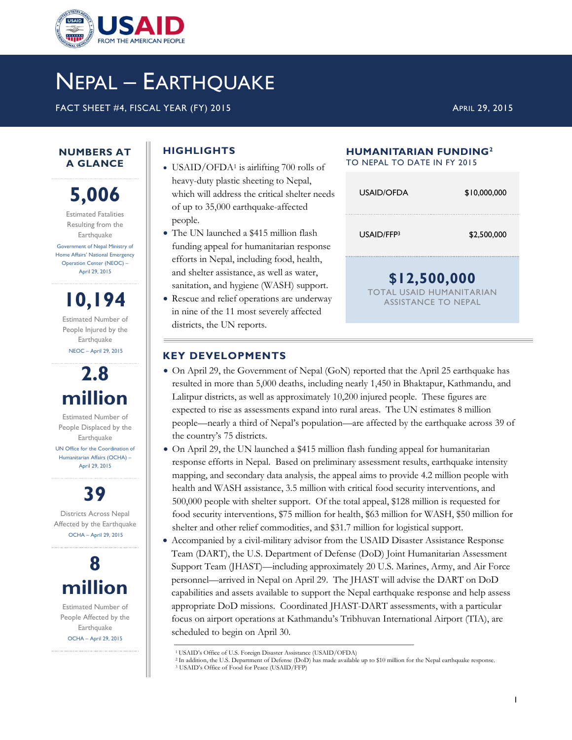USAID
FROM THE AMERICAN PEOPLE

# NEPAL – EARTHQUAKE

FACT SHEET #4, FISCAL YEAR (FY) 2015

APRIL 29, 2015

## NUMBERS AT A GLANCE

**5,006**

Estimated Fatalities Resulting from the Earthquake

Government of Nepal Ministry of Home Affairs' National Emergency Operation Center (NEOC) – April 29, 2015

**10,194**

Estimated Number of People Injured by the Earthquake

NEOC – April 29, 2015

**2.8 million**

Estimated Number of People Displaced by the Earthquake

UN Office for the Coordination of Humanitarian Affairs (OCHA) – April 29, 2015

**39**

Districts Across Nepal Affected by the Earthquake

OCHA – April 29, 2015

**8 million**

Estimated Number of People Affected by the Earthquake

OCHA – April 29, 2015

## HIGHLIGHTS

- USAID/OFDA[1] is airlifting 700 rolls of heavy-duty plastic sheeting to Nepal, which will address the critical shelter needs of up to 35,000 earthquake-affected people.
- The UN launched a $415 million flash funding appeal for humanitarian response efforts in Nepal, including food, health, and shelter assistance, as well as water, sanitation, and hygiene (WASH) support.
- Rescue and relief operations are underway in nine of the 11 most severely affected districts, the UN reports.

## HUMANITARIAN FUNDING[2]

TO NEPAL TO DATE IN FY 2015

| | |
|---|---|
| USAID/OFDA | $10,000,000 |
| USAID/FFP[3] | $2,500,000 |

**$12,500,000**

TOTAL USAID HUMANITARIAN ASSISTANCE TO NEPAL

## KEY DEVELOPMENTS

- On April 29, the Government of Nepal (GoN) reported that the April 25 earthquake has resulted in more than 5,000 deaths, including nearly 1,450 in Bhaktapur, Kathmandu, and Lalitpur districts, as well as approximately 10,200 injured people. These figures are expected to rise as assessments expand into rural areas. The UN estimates 8 million people—nearly a third of Nepal's population—are affected by the earthquake across 39 of the country's 75 districts.
- On April 29, the UN launched a $415 million flash funding appeal for humanitarian response efforts in Nepal. Based on preliminary assessment results, earthquake intensity mapping, and secondary data analysis, the appeal aims to provide 4.2 million people with health and WASH assistance, 3.5 million with critical food security interventions, and 500,000 people with shelter support. Of the total appeal, $128 million is requested for food security interventions, $75 million for health, $63 million for WASH, $50 million for shelter and other relief commodities, and $31.7 million for logistical support.
- Accompanied by a civil-military advisor from the USAID Disaster Assistance Response Team (DART), the U.S. Department of Defense (DoD) Joint Humanitarian Assessment Support Team (JHAST)—including approximately 20 U.S. Marines, Army, and Air Force personnel—arrived in Nepal on April 29. The JHAST will advise the DART on DoD capabilities and assets available to support the Nepal earthquake response and help assess appropriate DoD missions. Coordinated JHAST-DART assessments, with a particular focus on airport operations at Kathmandu's Tribhuvan International Airport (TIA), are scheduled to begin on April 30.

[1] USAID's Office of U.S. Foreign Disaster Assistance (USAID/OFDA)
[2] In addition, the U.S. Department of Defense (DoD) has made available up to $10 million for the Nepal earthquake response.
[3] USAID's Office of Food for Peace (USAID/FFP)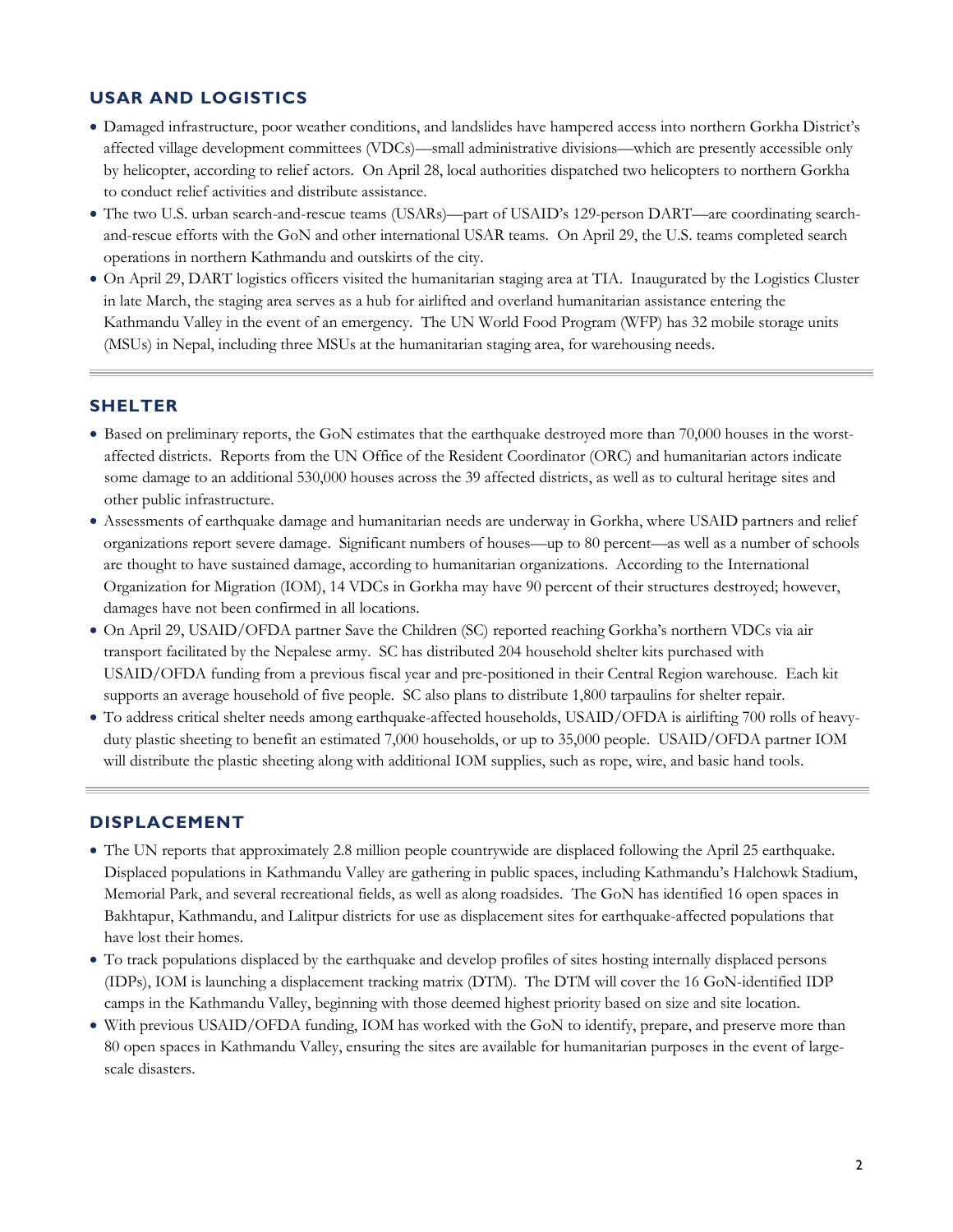## USAR AND LOGISTICS

- Damaged infrastructure, poor weather conditions, and landslides have hampered access into northern Gorkha District's affected village development committees (VDCs)—small administrative divisions—which are presently accessible only by helicopter, according to relief actors. On April 28, local authorities dispatched two helicopters to northern Gorkha to conduct relief activities and distribute assistance.
- The two U.S. urban search-and-rescue teams (USARs)—part of USAID's 129-person DART—are coordinating search-and-rescue efforts with the GoN and other international USAR teams. On April 29, the U.S. teams completed search operations in northern Kathmandu and outskirts of the city.
- On April 29, DART logistics officers visited the humanitarian staging area at TIA. Inaugurated by the Logistics Cluster in late March, the staging area serves as a hub for airlifted and overland humanitarian assistance entering the Kathmandu Valley in the event of an emergency. The UN World Food Program (WFP) has 32 mobile storage units (MSUs) in Nepal, including three MSUs at the humanitarian staging area, for warehousing needs.

## SHELTER

- Based on preliminary reports, the GoN estimates that the earthquake destroyed more than 70,000 houses in the worst-affected districts. Reports from the UN Office of the Resident Coordinator (ORC) and humanitarian actors indicate some damage to an additional 530,000 houses across the 39 affected districts, as well as to cultural heritage sites and other public infrastructure.
- Assessments of earthquake damage and humanitarian needs are underway in Gorkha, where USAID partners and relief organizations report severe damage. Significant numbers of houses—up to 80 percent—as well as a number of schools are thought to have sustained damage, according to humanitarian organizations. According to the International Organization for Migration (IOM), 14 VDCs in Gorkha may have 90 percent of their structures destroyed; however, damages have not been confirmed in all locations.
- On April 29, USAID/OFDA partner Save the Children (SC) reported reaching Gorkha's northern VDCs via air transport facilitated by the Nepalese army. SC has distributed 204 household shelter kits purchased with USAID/OFDA funding from a previous fiscal year and pre-positioned in their Central Region warehouse. Each kit supports an average household of five people. SC also plans to distribute 1,800 tarpaulins for shelter repair.
- To address critical shelter needs among earthquake-affected households, USAID/OFDA is airlifting 700 rolls of heavy-duty plastic sheeting to benefit an estimated 7,000 households, or up to 35,000 people. USAID/OFDA partner IOM will distribute the plastic sheeting along with additional IOM supplies, such as rope, wire, and basic hand tools.

## DISPLACEMENT

- The UN reports that approximately 2.8 million people countrywide are displaced following the April 25 earthquake. Displaced populations in Kathmandu Valley are gathering in public spaces, including Kathmandu's Halchowk Stadium, Memorial Park, and several recreational fields, as well as along roadsides. The GoN has identified 16 open spaces in Bakhtapur, Kathmandu, and Lalitpur districts for use as displacement sites for earthquake-affected populations that have lost their homes.
- To track populations displaced by the earthquake and develop profiles of sites hosting internally displaced persons (IDPs), IOM is launching a displacement tracking matrix (DTM). The DTM will cover the 16 GoN-identified IDP camps in the Kathmandu Valley, beginning with those deemed highest priority based on size and site location.
- With previous USAID/OFDA funding, IOM has worked with the GoN to identify, prepare, and preserve more than 80 open spaces in Kathmandu Valley, ensuring the sites are available for humanitarian purposes in the event of large-scale disasters.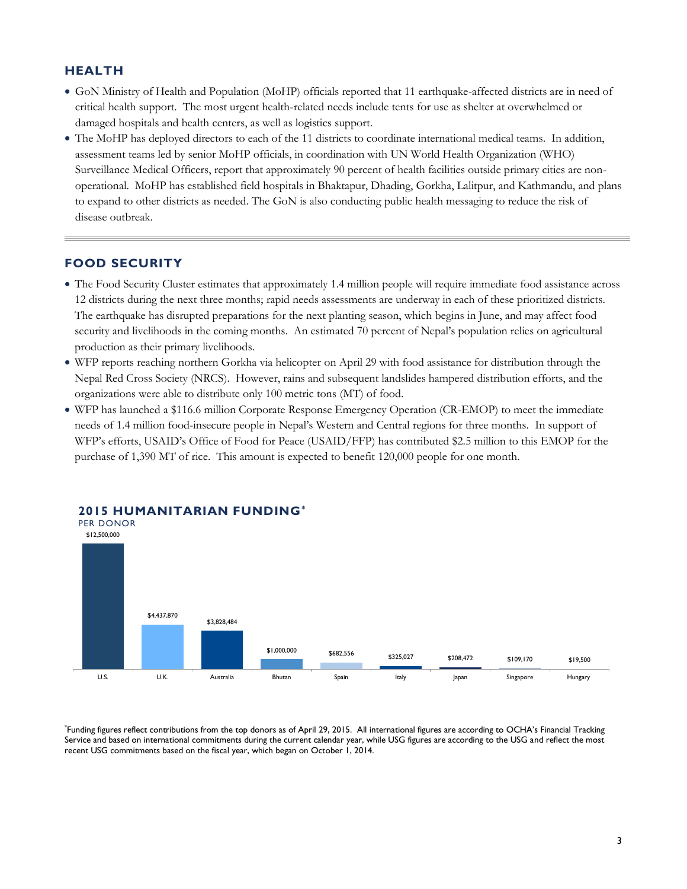## HEALTH

- GoN Ministry of Health and Population (MoHP) officials reported that 11 earthquake-affected districts are in need of critical health support. The most urgent health-related needs include tents for use as shelter at overwhelmed or damaged hospitals and health centers, as well as logistics support.
- The MoHP has deployed directors to each of the 11 districts to coordinate international medical teams. In addition, assessment teams led by senior MoHP officials, in coordination with UN World Health Organization (WHO) Surveillance Medical Officers, report that approximately 90 percent of health facilities outside primary cities are non-operational. MoHP has established field hospitals in Bhaktapur, Dhading, Gorkha, Lalitpur, and Kathmandu, and plans to expand to other districts as needed. The GoN is also conducting public health messaging to reduce the risk of disease outbreak.

## FOOD SECURITY

- The Food Security Cluster estimates that approximately 1.4 million people will require immediate food assistance across 12 districts during the next three months; rapid needs assessments are underway in each of these prioritized districts. The earthquake has disrupted preparations for the next planting season, which begins in June, and may affect food security and livelihoods in the coming months. An estimated 70 percent of Nepal's population relies on agricultural production as their primary livelihoods.
- WFP reports reaching northern Gorkha via helicopter on April 29 with food assistance for distribution through the Nepal Red Cross Society (NRCS). However, rains and subsequent landslides hampered distribution efforts, and the organizations were able to distribute only 100 metric tons (MT) of food.
- WFP has launched a $116.6 million Corporate Response Emergency Operation (CR-EMOP) to meet the immediate needs of 1.4 million food-insecure people in Nepal's Western and Central regions for three months. In support of WFP's efforts, USAID's Office of Food for Peace (USAID/FFP) has contributed $2.5 million to this EMOP for the purchase of 1,390 MT of rice. This amount is expected to benefit 120,000 people for one month.

### 2015 HUMANITARIAN FUNDING*

PER DONOR

| Donor | Funding |
|---|---|
| U.S. | $12,500,000 |
| U.K. | $4,437,870 |
| Australia | $3,828,484 |
| Bhutan | $1,000,000 |
| Spain | $682,556 |
| Italy | $325,027 |
| Japan | $208,472 |
| Singapore | $109,170 |
| Hungary | $19,500 |

*Funding figures reflect contributions from the top donors as of April 29, 2015. All international figures are according to OCHA's Financial Tracking Service and based on international commitments during the current calendar year, while USG figures are according to the USG and reflect the most recent USG commitments based on the fiscal year, which began on October 1, 2014.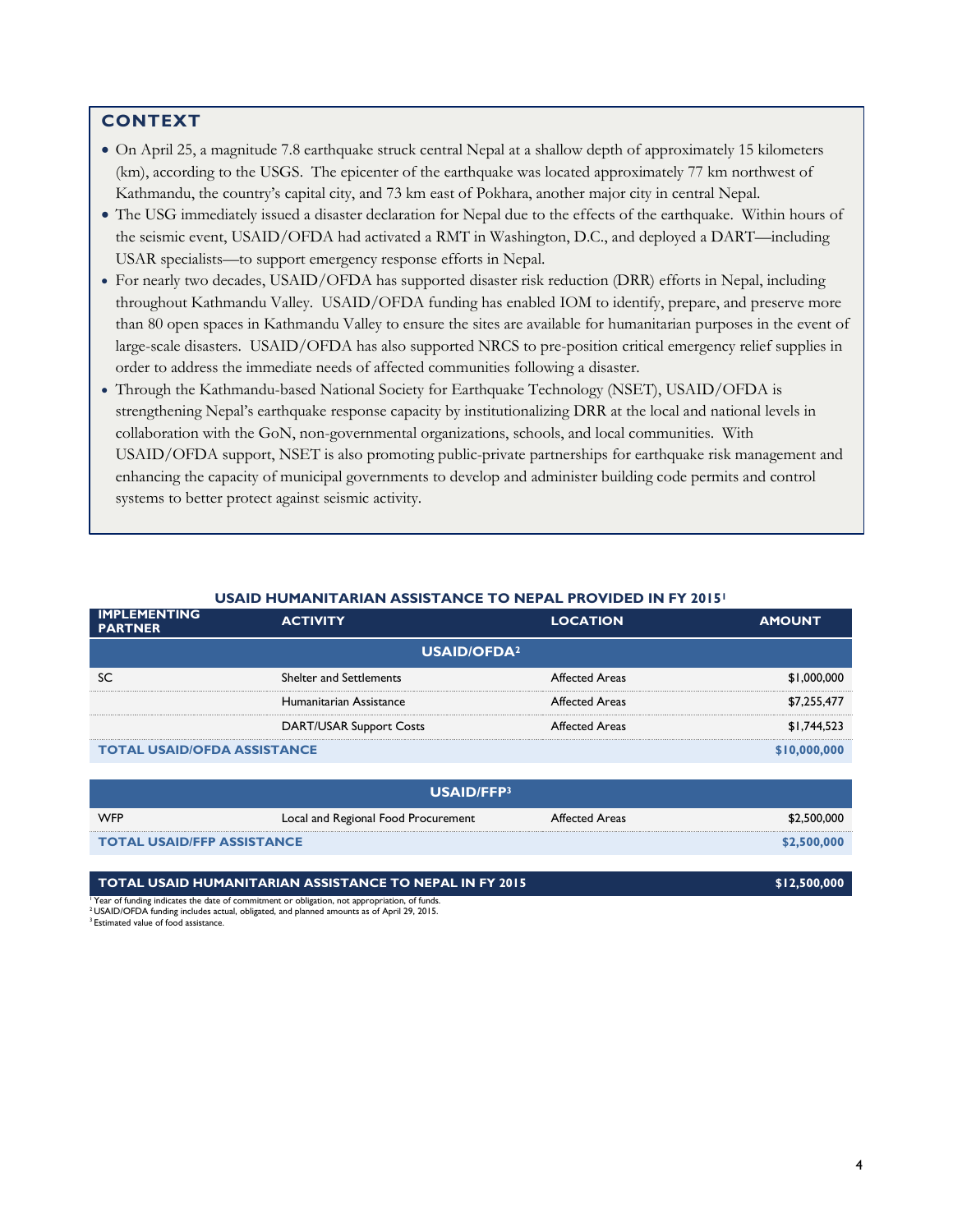## CONTEXT

- On April 25, a magnitude 7.8 earthquake struck central Nepal at a shallow depth of approximately 15 kilometers (km), according to the USGS. The epicenter of the earthquake was located approximately 77 km northwest of Kathmandu, the country's capital city, and 73 km east of Pokhara, another major city in central Nepal.
- The USG immediately issued a disaster declaration for Nepal due to the effects of the earthquake. Within hours of the seismic event, USAID/OFDA had activated a RMT in Washington, D.C., and deployed a DART—including USAR specialists—to support emergency response efforts in Nepal.
- For nearly two decades, USAID/OFDA has supported disaster risk reduction (DRR) efforts in Nepal, including throughout Kathmandu Valley. USAID/OFDA funding has enabled IOM to identify, prepare, and preserve more than 80 open spaces in Kathmandu Valley to ensure the sites are available for humanitarian purposes in the event of large-scale disasters. USAID/OFDA has also supported NRCS to pre-position critical emergency relief supplies in order to address the immediate needs of affected communities following a disaster.
- Through the Kathmandu-based National Society for Earthquake Technology (NSET), USAID/OFDA is strengthening Nepal's earthquake response capacity by institutionalizing DRR at the local and national levels in collaboration with the GoN, non-governmental organizations, schools, and local communities. With USAID/OFDA support, NSET is also promoting public-private partnerships for earthquake risk management and enhancing the capacity of municipal governments to develop and administer building code permits and control systems to better protect against seismic activity.

### USAID HUMANITARIAN ASSISTANCE TO NEPAL PROVIDED IN FY 2015[1]

| IMPLEMENTING PARTNER | ACTIVITY | LOCATION | AMOUNT |
|---|---|---|---|
| **USAID/OFDA[2]** | | | |
| SC | Shelter and Settlements | Affected Areas | $1,000,000 |
| | Humanitarian Assistance | Affected Areas | $7,255,477 |
| | DART/USAR Support Costs | Affected Areas | $1,744,523 |
| **TOTAL USAID/OFDA ASSISTANCE** | | | **$10,000,000** |
| **USAID/FFP[3]** | | | |
| WFP | Local and Regional Food Procurement | Affected Areas | $2,500,000 |
| **TOTAL USAID/FFP ASSISTANCE** | | | **$2,500,000** |
| **TOTAL USAID HUMANITARIAN ASSISTANCE TO NEPAL IN FY 2015** | | | **$12,500,000** |

[1] Year of funding indicates the date of commitment or obligation, not appropriation, of funds.
[2] USAID/OFDA funding includes actual, obligated, and planned amounts as of April 29, 2015.
[3] Estimated value of food assistance.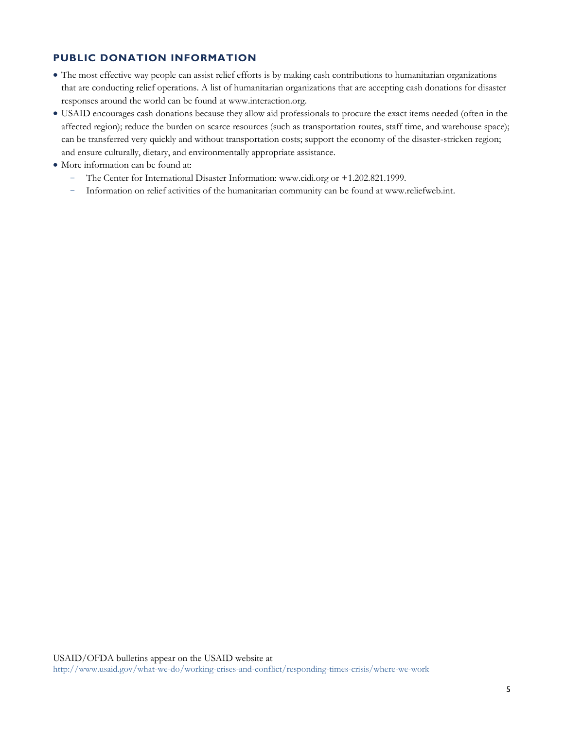## PUBLIC DONATION INFORMATION

- The most effective way people can assist relief efforts is by making cash contributions to humanitarian organizations that are conducting relief operations. A list of humanitarian organizations that are accepting cash donations for disaster responses around the world can be found at www.interaction.org.
- USAID encourages cash donations because they allow aid professionals to procure the exact items needed (often in the affected region); reduce the burden on scarce resources (such as transportation routes, staff time, and warehouse space); can be transferred very quickly and without transportation costs; support the economy of the disaster-stricken region; and ensure culturally, dietary, and environmentally appropriate assistance.
- More information can be found at:
  - The Center for International Disaster Information: www.cidi.org or +1.202.821.1999.
  - Information on relief activities of the humanitarian community can be found at www.reliefweb.int.

USAID/OFDA bulletins appear on the USAID website at
http://www.usaid.gov/what-we-do/working-crises-and-conflict/responding-times-crisis/where-we-work